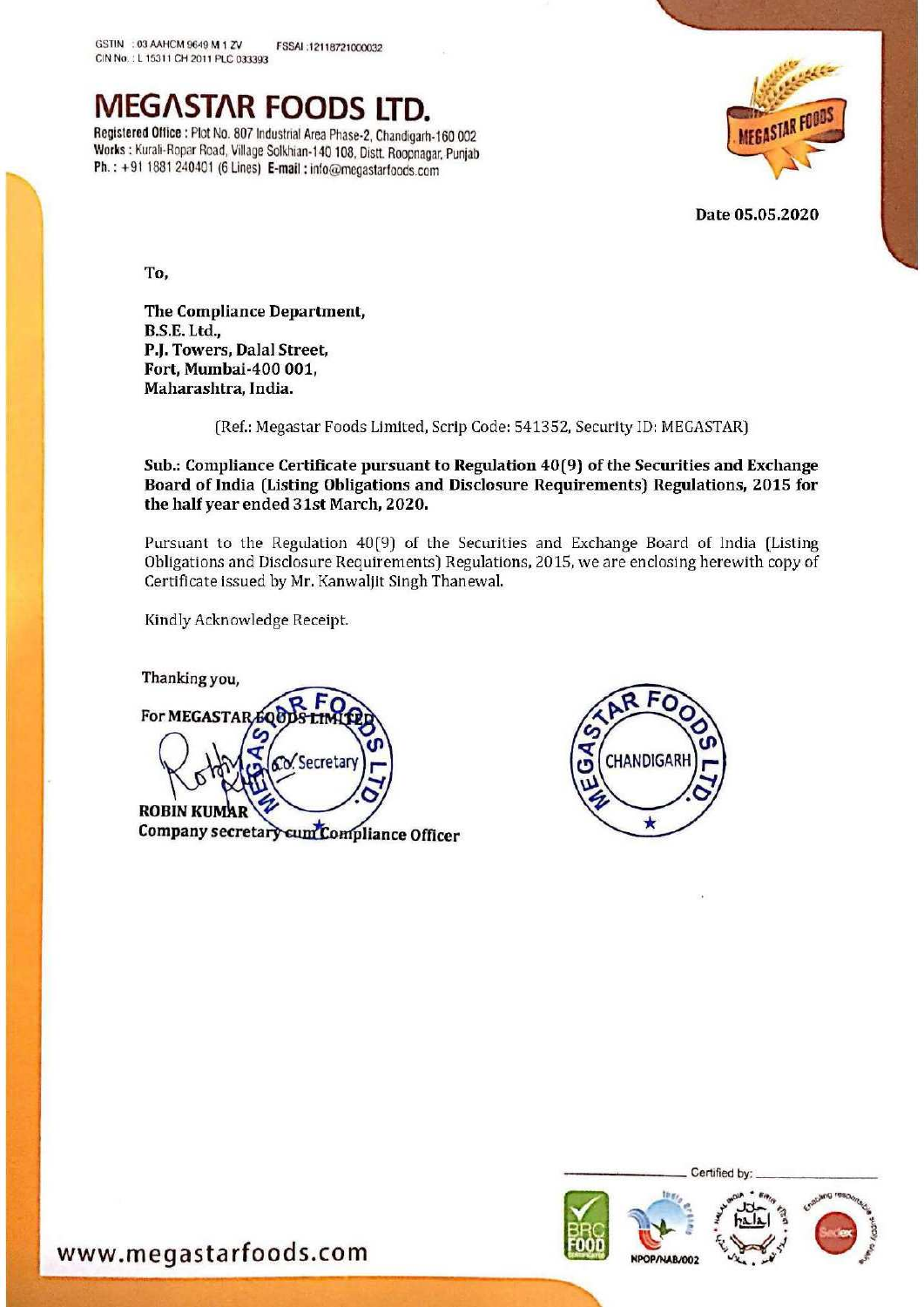GSTIN : 03 AAHCM 9649 M 1 ZV FSSAI :12118721000032
CIN No. : L 15311 CH 2011 PLC 033393

# MEGASTAR FOODS LTD.

Registered Office : Plot No. 807 Industrial Area Phase-2, Chandigarh-160 002
Works : Kurali-Ropar Road, Village Solkhian-140 108, Distt. Roopnagar, Punjab
Ph. : +91 1881 240401 (6 Lines) E-mail : info@megastarfoods.com

**Date 05.05.2020**

To,

**The Compliance Department,**
**B.S.E. Ltd.,**
**P.J. Towers, Dalal Street,**
**Fort, Mumbai-400 001,**
**Maharashtra, India.**

(Ref.: Megastar Foods Limited, Scrip Code: 541352, Security ID: MEGASTAR)

**Sub.: Compliance Certificate pursuant to Regulation 40(9) of the Securities and Exchange Board of India (Listing Obligations and Disclosure Requirements) Regulations, 2015 for the half year ended 31st March, 2020.**

Pursuant to the Regulation 40(9) of the Securities and Exchange Board of India (Listing Obligations and Disclosure Requirements) Regulations, 2015, we are enclosing herewith copy of Certificate issued by Mr. Kanwaljit Singh Thanewal.

Kindly Acknowledge Receipt.

Thanking you,

For MEGASTAR FOODS LIMITED

Co. Secretary

**ROBIN KUMAR**
**Company secretary cum Compliance Officer**

Certified by:

www.megastarfoods.com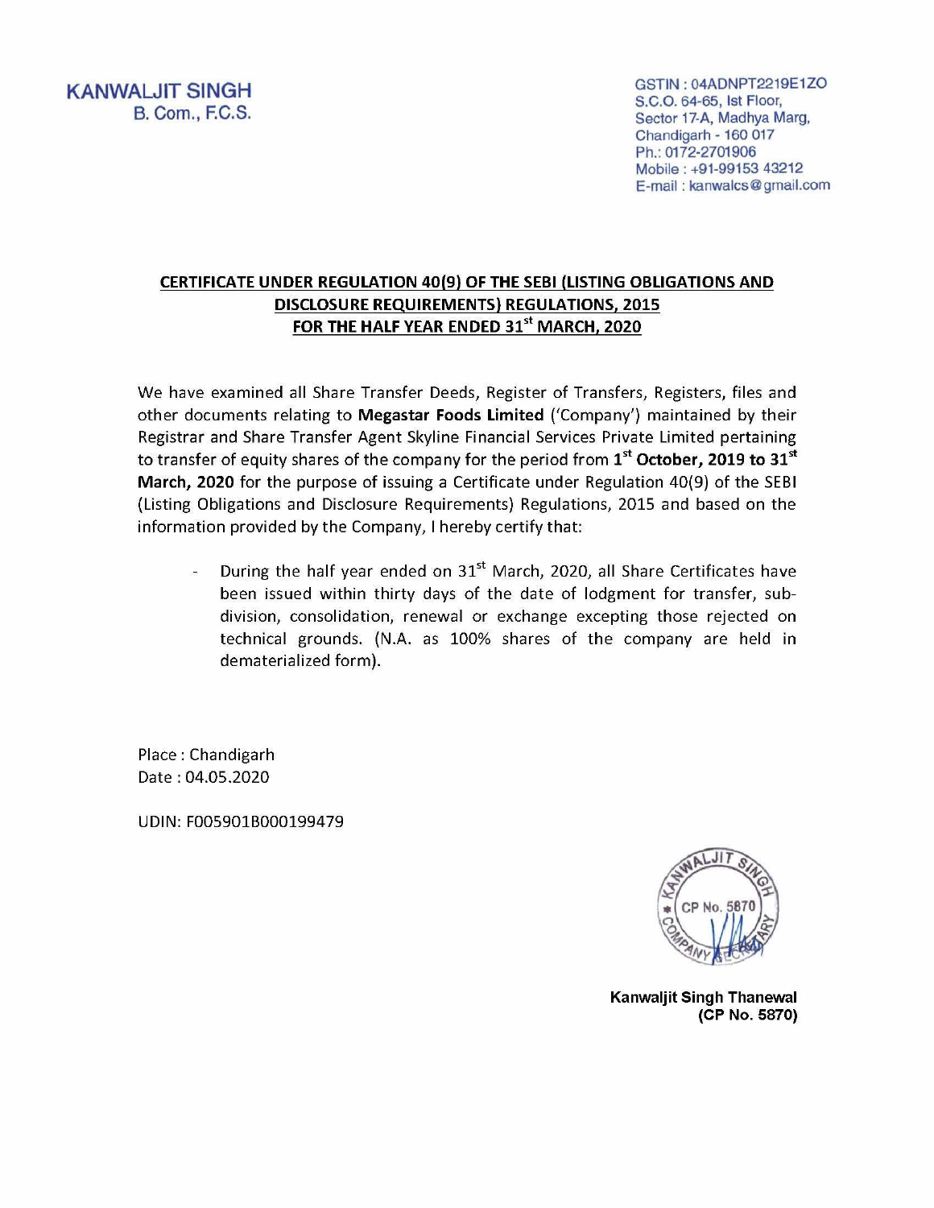**KANWALJIT SINGH**
B. Com., F.C.S.

GSTIN : 04ADNPT2219E1ZO
S.C.O. 64-65, Ist Floor,
Sector 17-A, Madhya Marg,
Chandigarh - 160 017
Ph.: 0172-2701906
Mobile : +91-99153 43212
E-mail : kanwalcs@gmail.com

## CERTIFICATE UNDER REGULATION 40(9) OF THE SEBI (LISTING OBLIGATIONS AND DISCLOSURE REQUIREMENTS) REGULATIONS, 2015 FOR THE HALF YEAR ENDED 31st MARCH, 2020

We have examined all Share Transfer Deeds, Register of Transfers, Registers, files and other documents relating to **Megastar Foods Limited** ('Company') maintained by their Registrar and Share Transfer Agent Skyline Financial Services Private Limited pertaining to transfer of equity shares of the company for the period from **1st October, 2019 to 31st March, 2020** for the purpose of issuing a Certificate under Regulation 40(9) of the SEBI (Listing Obligations and Disclosure Requirements) Regulations, 2015 and based on the information provided by the Company, I hereby certify that:

- During the half year ended on 31st March, 2020, all Share Certificates have been issued within thirty days of the date of lodgment for transfer, sub-division, consolidation, renewal or exchange excepting those rejected on technical grounds. (N.A. as 100% shares of the company are held in dematerialized form).

Place : Chandigarh
Date : 04.05.2020

UDIN: F005901B000199479

KANWALJIT SINGH
CP No. 5870
COMPANY SECRETARY

**Kanwaljit Singh Thanewal**
**(CP No. 5870)**